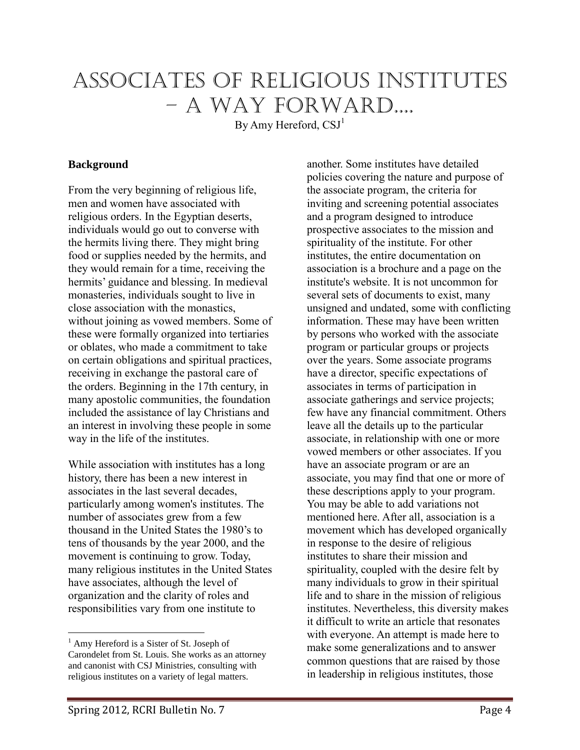# Associates of Religious Institutes – A Way Forward....

By Amy Hereford, CSJ[1]

## Background

From the very beginning of religious life, men and women have associated with religious orders. In the Egyptian deserts, individuals would go out to converse with the hermits living there. They might bring food or supplies needed by the hermits, and they would remain for a time, receiving the hermits' guidance and blessing. In medieval monasteries, individuals sought to live in close association with the monastics, without joining as vowed members. Some of these were formally organized into tertiaries or oblates, who made a commitment to take on certain obligations and spiritual practices, receiving in exchange the pastoral care of the orders. Beginning in the 17th century, in many apostolic communities, the foundation included the assistance of lay Christians and an interest in involving these people in some way in the life of the institutes.

While association with institutes has a long history, there has been a new interest in associates in the last several decades, particularly among women's institutes. The number of associates grew from a few thousand in the United States the 1980's to tens of thousands by the year 2000, and the movement is continuing to grow. Today, many religious institutes in the United States have associates, although the level of organization and the clarity of roles and responsibilities vary from one institute to another. Some institutes have detailed policies covering the nature and purpose of the associate program, the criteria for inviting and screening potential associates and a program designed to introduce prospective associates to the mission and spirituality of the institute. For other institutes, the entire documentation on association is a brochure and a page on the institute's website. It is not uncommon for several sets of documents to exist, many unsigned and undated, some with conflicting information. These may have been written by persons who worked with the associate program or particular groups or projects over the years. Some associate programs have a director, specific expectations of associates in terms of participation in associate gatherings and service projects; few have any financial commitment. Others leave all the details up to the particular associate, in relationship with one or more vowed members or other associates. If you have an associate program or are an associate, you may find that one or more of these descriptions apply to your program. You may be able to add variations not mentioned here. After all, association is a movement which has developed organically in response to the desire of religious institutes to share their mission and spirituality, coupled with the desire felt by many individuals to grow in their spiritual life and to share in the mission of religious institutes. Nevertheless, this diversity makes it difficult to write an article that resonates with everyone. An attempt is made here to make some generalizations and to answer common questions that are raised by those in leadership in religious institutes, those

[1] Amy Hereford is a Sister of St. Joseph of Carondelet from St. Louis. She works as an attorney and canonist with CSJ Ministries, consulting with religious institutes on a variety of legal matters.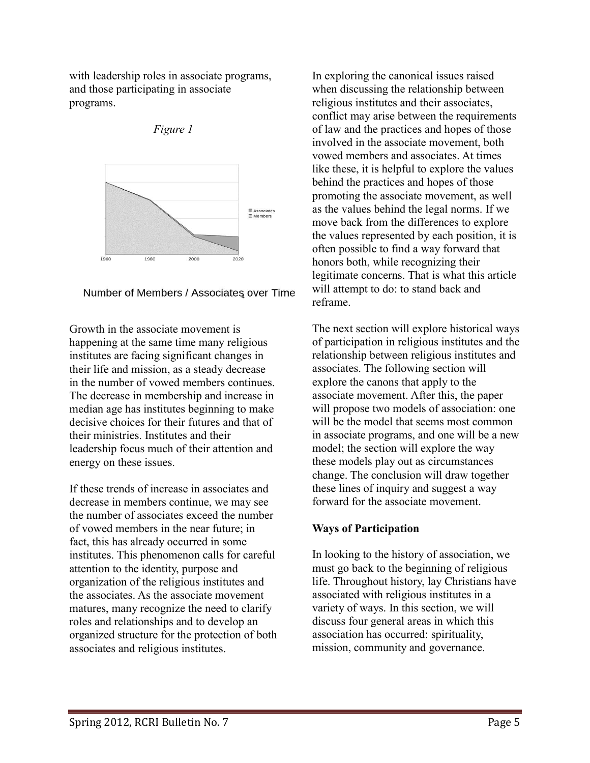with leadership roles in associate programs, and those participating in associate programs.

*Figure 1*

Number of Members / Associates over Time

Growth in the associate movement is happening at the same time many religious institutes are facing significant changes in their life and mission, as a steady decrease in the number of vowed members continues. The decrease in membership and increase in median age has institutes beginning to make decisive choices for their futures and that of their ministries. Institutes and their leadership focus much of their attention and energy on these issues.

If these trends of increase in associates and decrease in members continue, we may see the number of associates exceed the number of vowed members in the near future; in fact, this has already occurred in some institutes. This phenomenon calls for careful attention to the identity, purpose and organization of the religious institutes and the associates. As the associate movement matures, many recognize the need to clarify roles and relationships and to develop an organized structure for the protection of both associates and religious institutes.

In exploring the canonical issues raised when discussing the relationship between religious institutes and their associates, conflict may arise between the requirements of law and the practices and hopes of those involved in the associate movement, both vowed members and associates. At times like these, it is helpful to explore the values behind the practices and hopes of those promoting the associate movement, as well as the values behind the legal norms. If we move back from the differences to explore the values represented by each position, it is often possible to find a way forward that honors both, while recognizing their legitimate concerns. That is what this article will attempt to do: to stand back and reframe.

The next section will explore historical ways of participation in religious institutes and the relationship between religious institutes and associates. The following section will explore the canons that apply to the associate movement. After this, the paper will propose two models of association: one will be the model that seems most common in associate programs, and one will be a new model; the section will explore the way these models play out as circumstances change. The conclusion will draw together these lines of inquiry and suggest a way forward for the associate movement.

**Ways of Participation**

In looking to the history of association, we must go back to the beginning of religious life. Throughout history, lay Christians have associated with religious institutes in a variety of ways. In this section, we will discuss four general areas in which this association has occurred: spirituality, mission, community and governance.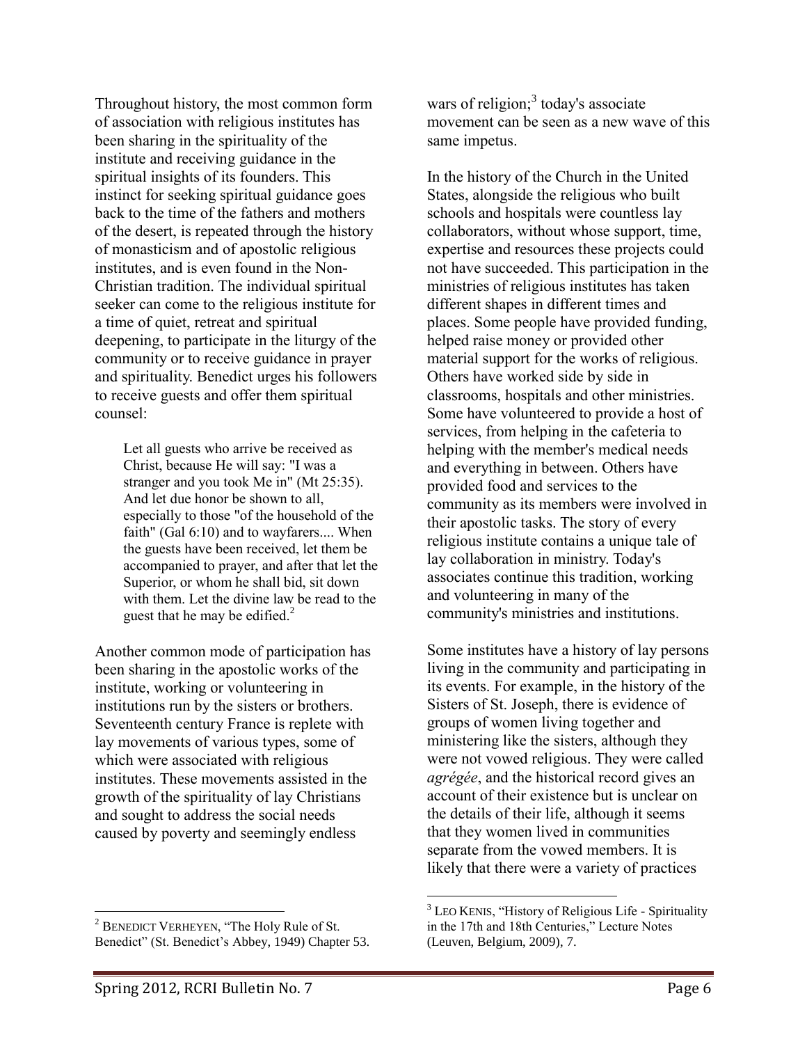Throughout history, the most common form of association with religious institutes has been sharing in the spirituality of the institute and receiving guidance in the spiritual insights of its founders. This instinct for seeking spiritual guidance goes back to the time of the fathers and mothers of the desert, is repeated through the history of monasticism and of apostolic religious institutes, and is even found in the Non-Christian tradition. The individual spiritual seeker can come to the religious institute for a time of quiet, retreat and spiritual deepening, to participate in the liturgy of the community or to receive guidance in prayer and spirituality. Benedict urges his followers to receive guests and offer them spiritual counsel:

> Let all guests who arrive be received as Christ, because He will say: "I was a stranger and you took Me in" (Mt 25:35). And let due honor be shown to all, especially to those "of the household of the faith" (Gal 6:10) and to wayfarers.... When the guests have been received, let them be accompanied to prayer, and after that let the Superior, or whom he shall bid, sit down with them. Let the divine law be read to the guest that he may be edified.[2]

Another common mode of participation has been sharing in the apostolic works of the institute, working or volunteering in institutions run by the sisters or brothers. Seventeenth century France is replete with lay movements of various types, some of which were associated with religious institutes. These movements assisted in the growth of the spirituality of lay Christians and sought to address the social needs caused by poverty and seemingly endless wars of religion;[3] today's associate movement can be seen as a new wave of this same impetus.

In the history of the Church in the United States, alongside the religious who built schools and hospitals were countless lay collaborators, without whose support, time, expertise and resources these projects could not have succeeded. This participation in the ministries of religious institutes has taken different shapes in different times and places. Some people have provided funding, helped raise money or provided other material support for the works of religious. Others have worked side by side in classrooms, hospitals and other ministries. Some have volunteered to provide a host of services, from helping in the cafeteria to helping with the member's medical needs and everything in between. Others have provided food and services to the community as its members were involved in their apostolic tasks. The story of every religious institute contains a unique tale of lay collaboration in ministry. Today's associates continue this tradition, working and volunteering in many of the community's ministries and institutions.

Some institutes have a history of lay persons living in the community and participating in its events. For example, in the history of the Sisters of St. Joseph, there is evidence of groups of women living together and ministering like the sisters, although they were not vowed religious. They were called *agrégée*, and the historical record gives an account of their existence but is unclear on the details of their life, although it seems that they women lived in communities separate from the vowed members. It is likely that there were a variety of practices

---

[2] Benedict Verheyen, "The Holy Rule of St. Benedict" (St. Benedict's Abbey, 1949) Chapter 53.

[3] Leo Kenis, "History of Religious Life - Spirituality in the 17th and 18th Centuries," Lecture Notes (Leuven, Belgium, 2009), 7.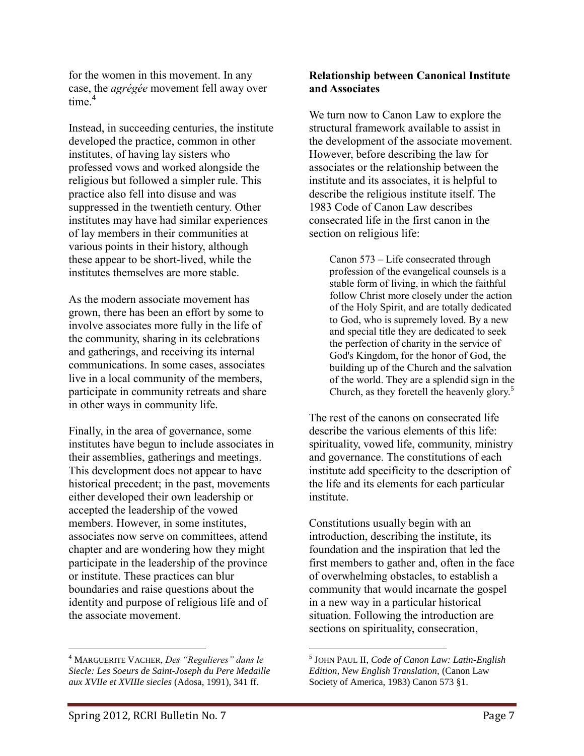for the women in this movement. In any case, the *agrégée* movement fell away over time.[4]

Instead, in succeeding centuries, the institute developed the practice, common in other institutes, of having lay sisters who professed vows and worked alongside the religious but followed a simpler rule. This practice also fell into disuse and was suppressed in the twentieth century. Other institutes may have had similar experiences of lay members in their communities at various points in their history, although these appear to be short-lived, while the institutes themselves are more stable.

As the modern associate movement has grown, there has been an effort by some to involve associates more fully in the life of the community, sharing in its celebrations and gatherings, and receiving its internal communications. In some cases, associates live in a local community of the members, participate in community retreats and share in other ways in community life.

Finally, in the area of governance, some institutes have begun to include associates in their assemblies, gatherings and meetings. This development does not appear to have historical precedent; in the past, movements either developed their own leadership or accepted the leadership of the vowed members. However, in some institutes, associates now serve on committees, attend chapter and are wondering how they might participate in the leadership of the province or institute. These practices can blur boundaries and raise questions about the identity and purpose of religious life and of the associate movement.

**Relationship between Canonical Institute and Associates**

We turn now to Canon Law to explore the structural framework available to assist in the development of the associate movement. However, before describing the law for associates or the relationship between the institute and its associates, it is helpful to describe the religious institute itself. The 1983 Code of Canon Law describes consecrated life in the first canon in the section on religious life:

> Canon 573 – Life consecrated through profession of the evangelical counsels is a stable form of living, in which the faithful follow Christ more closely under the action of the Holy Spirit, and are totally dedicated to God, who is supremely loved. By a new and special title they are dedicated to seek the perfection of charity in the service of God's Kingdom, for the honor of God, the building up of the Church and the salvation of the world. They are a splendid sign in the Church, as they foretell the heavenly glory.[5]

The rest of the canons on consecrated life describe the various elements of this life: spirituality, vowed life, community, ministry and governance. The constitutions of each institute add specificity to the description of the life and its elements for each particular institute.

Constitutions usually begin with an introduction, describing the institute, its foundation and the inspiration that led the first members to gather and, often in the face of overwhelming obstacles, to establish a community that would incarnate the gospel in a new way in a particular historical situation. Following the introduction are sections on spirituality, consecration,

---

[4] MARGUERITE VACHER, *Des "Regulieres" dans le Siecle: Les Soeurs de Saint-Joseph du Pere Medaille aux XVIIe et XVIIIe siecles* (Adosa, 1991), 341 ff.

[5] JOHN PAUL II, *Code of Canon Law: Latin-English Edition, New English Translation,* (Canon Law Society of America, 1983) Canon 573 §1.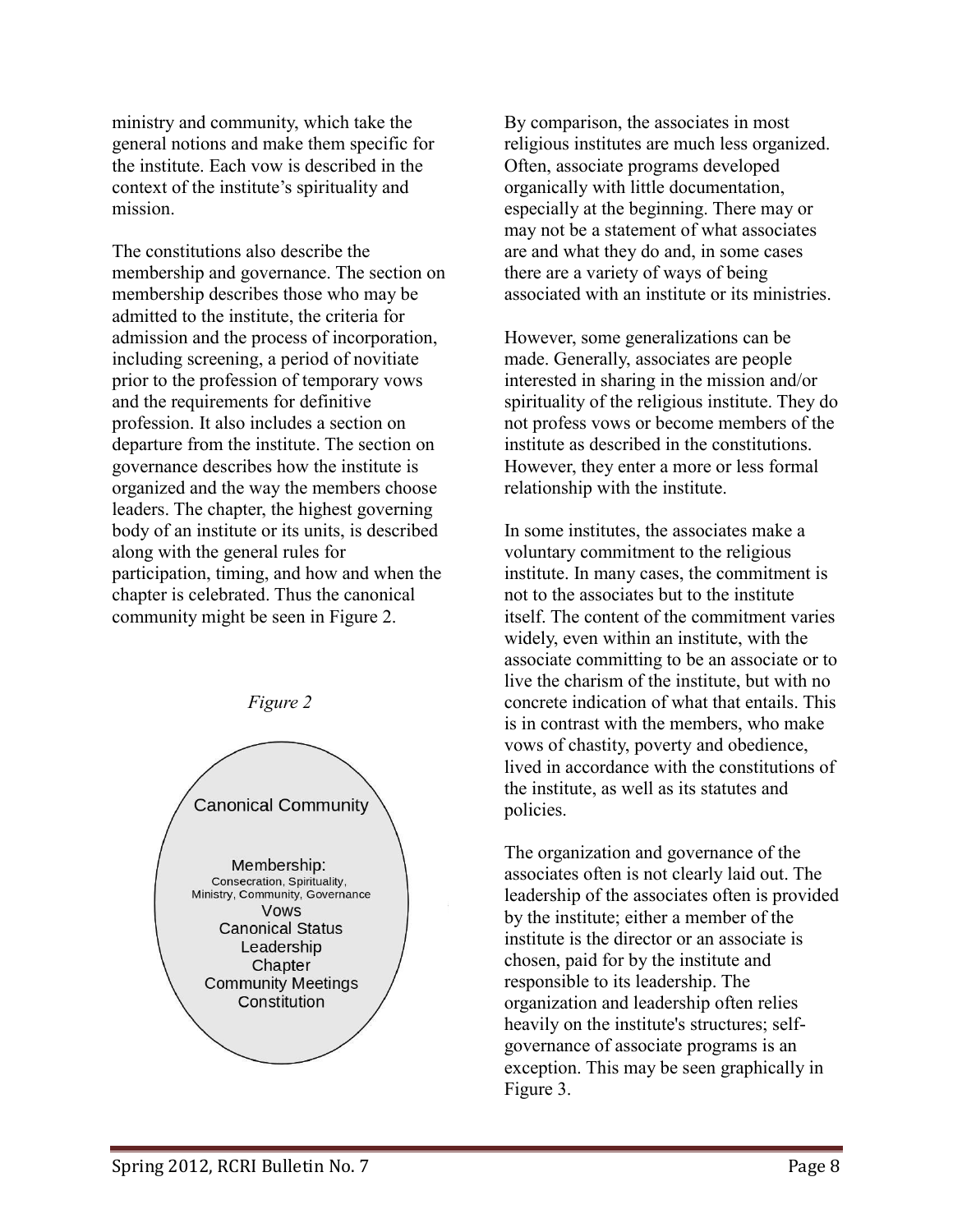ministry and community, which take the general notions and make them specific for the institute. Each vow is described in the context of the institute's spirituality and mission.

The constitutions also describe the membership and governance. The section on membership describes those who may be admitted to the institute, the criteria for admission and the process of incorporation, including screening, a period of novitiate prior to the profession of temporary vows and the requirements for definitive profession. It also includes a section on departure from the institute. The section on governance describes how the institute is organized and the way the members choose leaders. The chapter, the highest governing body of an institute or its units, is described along with the general rules for participation, timing, and how and when the chapter is celebrated. Thus the canonical community might be seen in Figure 2.

*Figure 2*

Canonical Community

Membership:
Consecration, Spirituality, Ministry, Community, Governance
Vows
Canonical Status
Leadership
Chapter
Community Meetings
Constitution

By comparison, the associates in most religious institutes are much less organized. Often, associate programs developed organically with little documentation, especially at the beginning. There may or may not be a statement of what associates are and what they do and, in some cases there are a variety of ways of being associated with an institute or its ministries.

However, some generalizations can be made. Generally, associates are people interested in sharing in the mission and/or spirituality of the religious institute. They do not profess vows or become members of the institute as described in the constitutions. However, they enter a more or less formal relationship with the institute.

In some institutes, the associates make a voluntary commitment to the religious institute. In many cases, the commitment is not to the associates but to the institute itself. The content of the commitment varies widely, even within an institute, with the associate committing to be an associate or to live the charism of the institute, but with no concrete indication of what that entails. This is in contrast with the members, who make vows of chastity, poverty and obedience, lived in accordance with the constitutions of the institute, as well as its statutes and policies.

The organization and governance of the associates often is not clearly laid out. The leadership of the associates often is provided by the institute; either a member of the institute is the director or an associate is chosen, paid for by the institute and responsible to its leadership. The organization and leadership often relies heavily on the institute's structures; self-governance of associate programs is an exception. This may be seen graphically in Figure 3.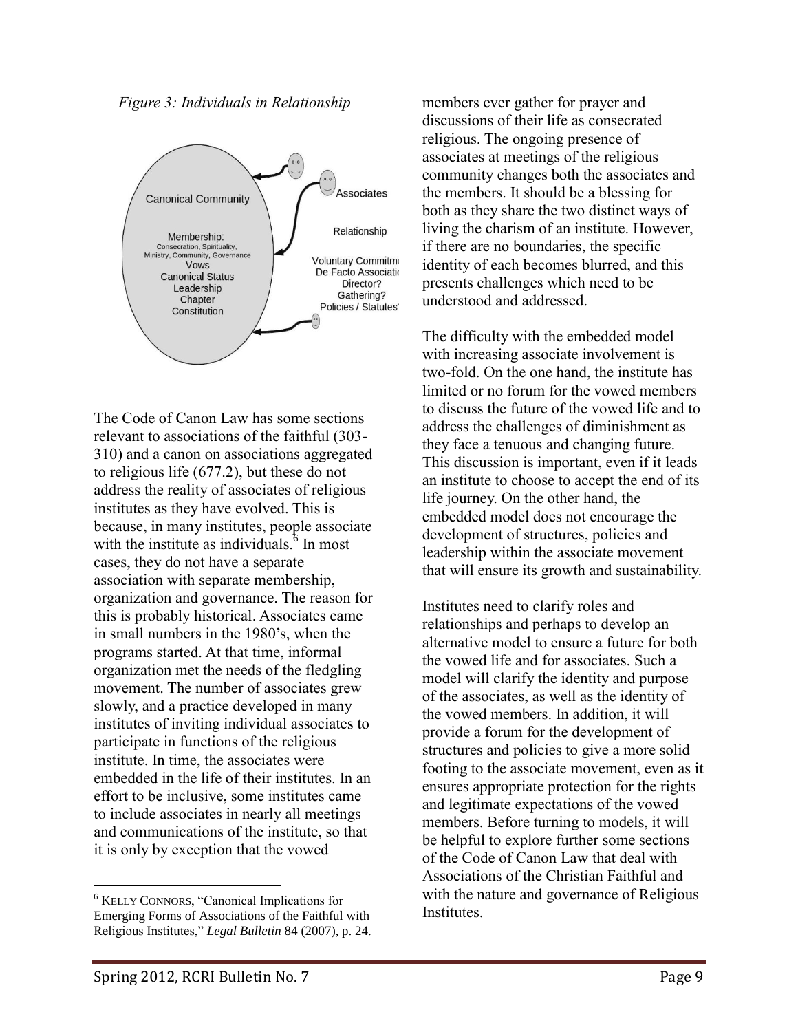*Figure 3: Individuals in Relationship*

Canonical Community

Membership:
Consecration, Spirituality, Ministry, Community, Governance
Vows
Canonical Status
Leadership
Chapter
Constitution

Associates

Relationship

Voluntary Commitm
De Facto Associati
Director?
Gathering?
Policies / Statutes

The Code of Canon Law has some sections relevant to associations of the faithful (303-310) and a canon on associations aggregated to religious life (677.2), but these do not address the reality of associates of religious institutes as they have evolved. This is because, in many institutes, people associate with the institute as individuals.[6] In most cases, they do not have a separate association with separate membership, organization and governance. The reason for this is probably historical. Associates came in small numbers in the 1980's, when the programs started. At that time, informal organization met the needs of the fledgling movement. The number of associates grew slowly, and a practice developed in many institutes of inviting individual associates to participate in functions of the religious institute. In time, the associates were embedded in the life of their institutes. In an effort to be inclusive, some institutes came to include associates in nearly all meetings and communications of the institute, so that it is only by exception that the vowed members ever gather for prayer and discussions of their life as consecrated religious. The ongoing presence of associates at meetings of the religious community changes both the associates and the members. It should be a blessing for both as they share the two distinct ways of living the charism of an institute. However, if there are no boundaries, the specific identity of each becomes blurred, and this presents challenges which need to be understood and addressed.

The difficulty with the embedded model with increasing associate involvement is two-fold. On the one hand, the institute has limited or no forum for the vowed members to discuss the future of the vowed life and to address the challenges of diminishment as they face a tenuous and changing future. This discussion is important, even if it leads an institute to choose to accept the end of its life journey. On the other hand, the embedded model does not encourage the development of structures, policies and leadership within the associate movement that will ensure its growth and sustainability.

Institutes need to clarify roles and relationships and perhaps to develop an alternative model to ensure a future for both the vowed life and for associates. Such a model will clarify the identity and purpose of the associates, as well as the identity of the vowed members. In addition, it will provide a forum for the development of structures and policies to give a more solid footing to the associate movement, even as it ensures appropriate protection for the rights and legitimate expectations of the vowed members. Before turning to models, it will be helpful to explore further some sections of the Code of Canon Law that deal with Associations of the Christian Faithful and with the nature and governance of Religious Institutes.

[6] KELLY CONNORS, "Canonical Implications for Emerging Forms of Associations of the Faithful with Religious Institutes," *Legal Bulletin* 84 (2007), p. 24.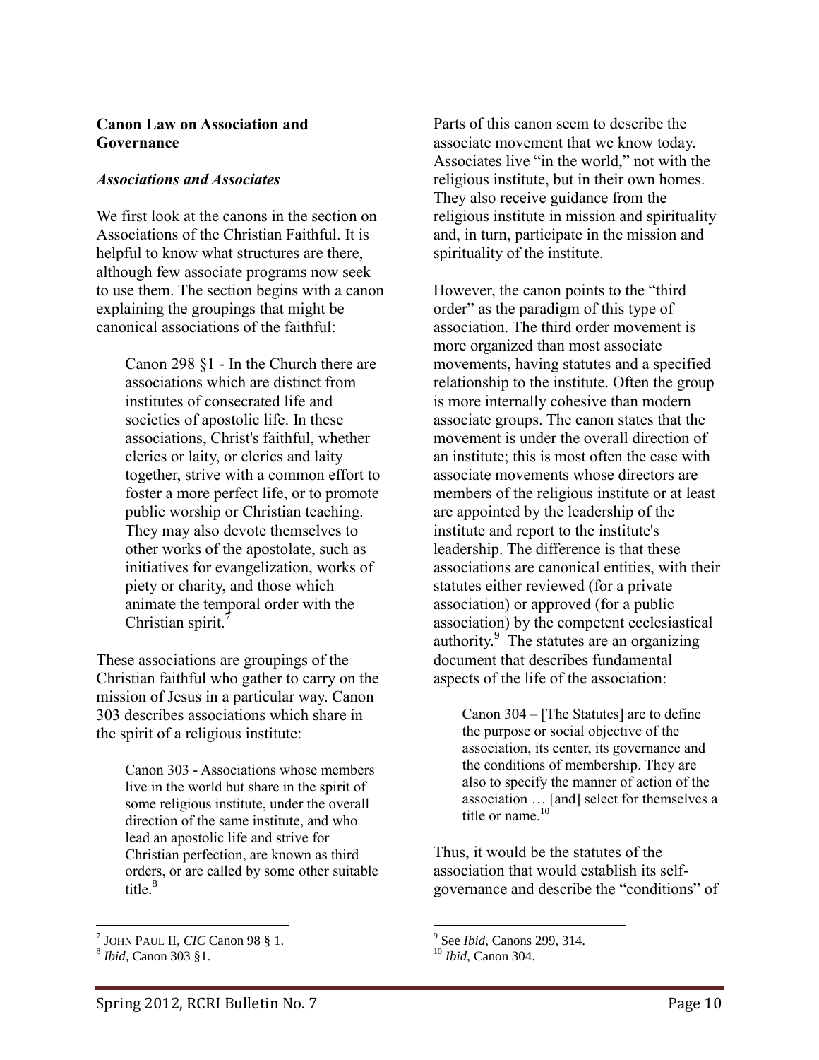## Canon Law on Association and Governance

### *Associations and Associates*

We first look at the canons in the section on Associations of the Christian Faithful. It is helpful to know what structures are there, although few associate programs now seek to use them. The section begins with a canon explaining the groupings that might be canonical associations of the faithful:

> Canon 298 §1 - In the Church there are associations which are distinct from institutes of consecrated life and societies of apostolic life. In these associations, Christ's faithful, whether clerics or laity, or clerics and laity together, strive with a common effort to foster a more perfect life, or to promote public worship or Christian teaching. They may also devote themselves to other works of the apostolate, such as initiatives for evangelization, works of piety or charity, and those which animate the temporal order with the Christian spirit.[7]

These associations are groupings of the Christian faithful who gather to carry on the mission of Jesus in a particular way. Canon 303 describes associations which share in the spirit of a religious institute:

> Canon 303 - Associations whose members live in the world but share in the spirit of some religious institute, under the overall direction of the same institute, and who lead an apostolic life and strive for Christian perfection, are known as third orders, or are called by some other suitable title.[8]

Parts of this canon seem to describe the associate movement that we know today. Associates live "in the world," not with the religious institute, but in their own homes. They also receive guidance from the religious institute in mission and spirituality and, in turn, participate in the mission and spirituality of the institute.

However, the canon points to the "third order" as the paradigm of this type of association. The third order movement is more organized than most associate movements, having statutes and a specified relationship to the institute. Often the group is more internally cohesive than modern associate groups. The canon states that the movement is under the overall direction of an institute; this is most often the case with associate movements whose directors are members of the religious institute or at least are appointed by the leadership of the institute and report to the institute's leadership. The difference is that these associations are canonical entities, with their statutes either reviewed (for a private association) or approved (for a public association) by the competent ecclesiastical authority.[9] The statutes are an organizing document that describes fundamental aspects of the life of the association:

> Canon 304 – [The Statutes] are to define the purpose or social objective of the association, its center, its governance and the conditions of membership. They are also to specify the manner of action of the association … [and] select for themselves a title or name.[10]

Thus, it would be the statutes of the association that would establish its self-governance and describe the "conditions" of

---

[7] JOHN PAUL II, *CIC* Canon 98 § 1.

[8] *Ibid*, Canon 303 §1.

[9] See *Ibid*, Canons 299, 314.

[10] *Ibid*, Canon 304.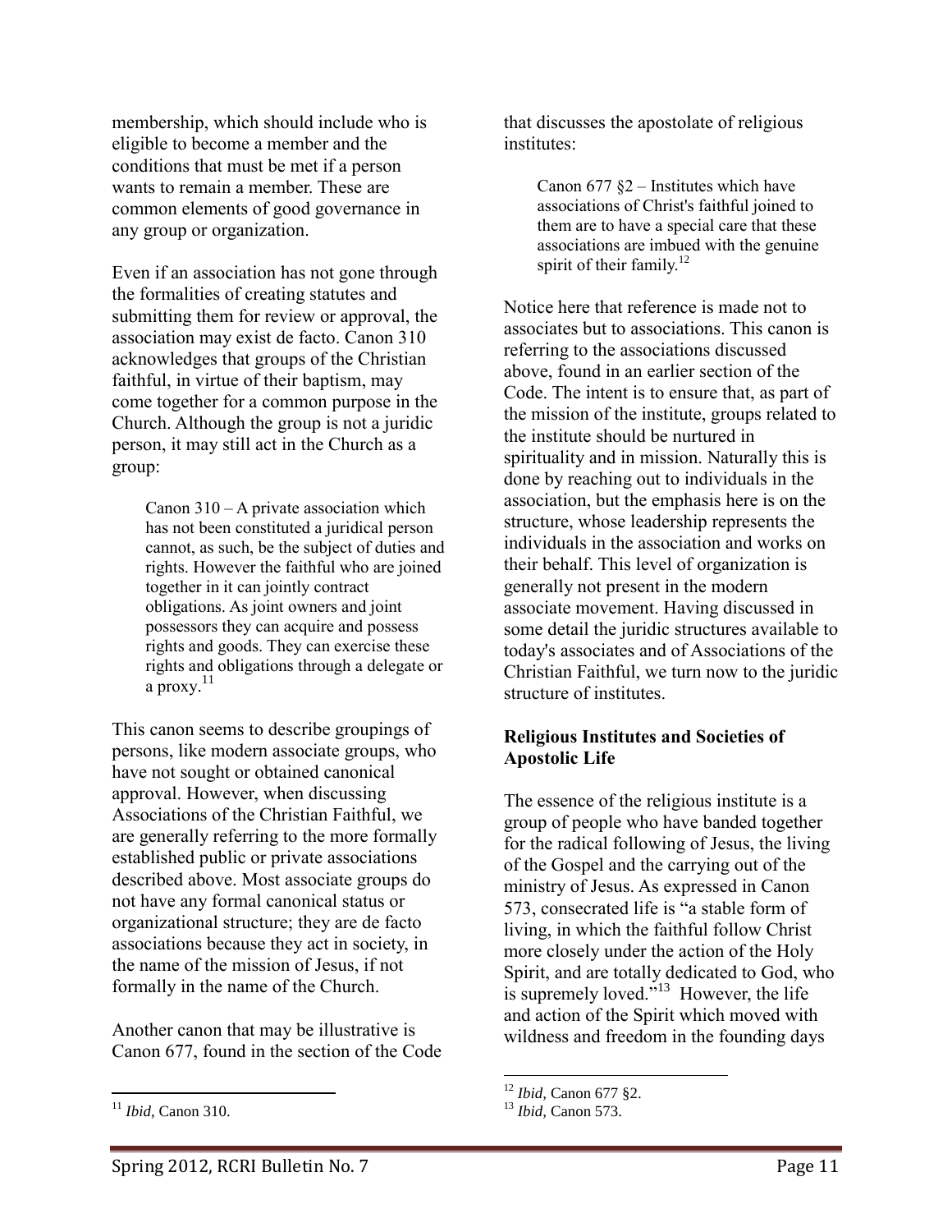membership, which should include who is eligible to become a member and the conditions that must be met if a person wants to remain a member. These are common elements of good governance in any group or organization.

Even if an association has not gone through the formalities of creating statutes and submitting them for review or approval, the association may exist de facto. Canon 310 acknowledges that groups of the Christian faithful, in virtue of their baptism, may come together for a common purpose in the Church. Although the group is not a juridic person, it may still act in the Church as a group:

> Canon 310 – A private association which has not been constituted a juridical person cannot, as such, be the subject of duties and rights. However the faithful who are joined together in it can jointly contract obligations. As joint owners and joint possessors they can acquire and possess rights and goods. They can exercise these rights and obligations through a delegate or a proxy.[11]

This canon seems to describe groupings of persons, like modern associate groups, who have not sought or obtained canonical approval. However, when discussing Associations of the Christian Faithful, we are generally referring to the more formally established public or private associations described above. Most associate groups do not have any formal canonical status or organizational structure; they are de facto associations because they act in society, in the name of the mission of Jesus, if not formally in the name of the Church.

Another canon that may be illustrative is Canon 677, found in the section of the Code that discusses the apostolate of religious institutes:

> Canon 677 §2 – Institutes which have associations of Christ's faithful joined to them are to have a special care that these associations are imbued with the genuine spirit of their family.[12]

Notice here that reference is made not to associates but to associations. This canon is referring to the associations discussed above, found in an earlier section of the Code. The intent is to ensure that, as part of the mission of the institute, groups related to the institute should be nurtured in spirituality and in mission. Naturally this is done by reaching out to individuals in the association, but the emphasis here is on the structure, whose leadership represents the individuals in the association and works on their behalf. This level of organization is generally not present in the modern associate movement. Having discussed in some detail the juridic structures available to today's associates and of Associations of the Christian Faithful, we turn now to the juridic structure of institutes.

**Religious Institutes and Societies of Apostolic Life**

The essence of the religious institute is a group of people who have banded together for the radical following of Jesus, the living of the Gospel and the carrying out of the ministry of Jesus. As expressed in Canon 573, consecrated life is "a stable form of living, in which the faithful follow Christ more closely under the action of the Holy Spirit, and are totally dedicated to God, who is supremely loved."[13] However, the life and action of the Spirit which moved with wildness and freedom in the founding days

---

[11] *Ibid*, Canon 310.

[12] *Ibid,* Canon 677 §2.

[13] *Ibid,* Canon 573.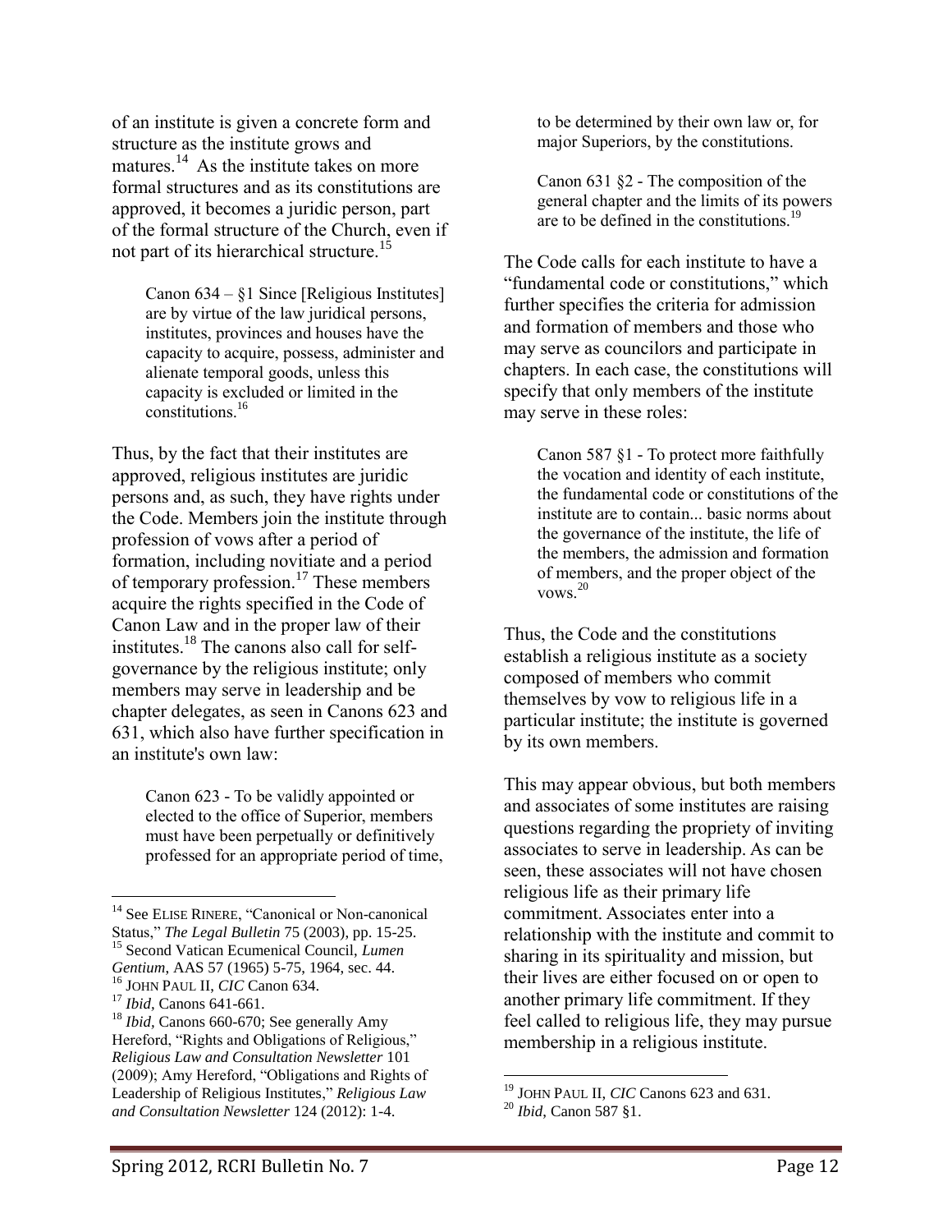of an institute is given a concrete form and structure as the institute grows and matures.[14] As the institute takes on more formal structures and as its constitutions are approved, it becomes a juridic person, part of the formal structure of the Church, even if not part of its hierarchical structure.[15]

> Canon 634 – §1 Since [Religious Institutes] are by virtue of the law juridical persons, institutes, provinces and houses have the capacity to acquire, possess, administer and alienate temporal goods, unless this capacity is excluded or limited in the constitutions.[16]

Thus, by the fact that their institutes are approved, religious institutes are juridic persons and, as such, they have rights under the Code. Members join the institute through profession of vows after a period of formation, including novitiate and a period of temporary profession.[17] These members acquire the rights specified in the Code of Canon Law and in the proper law of their institutes.[18] The canons also call for self-governance by the religious institute; only members may serve in leadership and be chapter delegates, as seen in Canons 623 and 631, which also have further specification in an institute's own law:

> Canon 623 - To be validly appointed or elected to the office of Superior, members must have been perpetually or definitively professed for an appropriate period of time, to be determined by their own law or, for major Superiors, by the constitutions.
>
> Canon 631 §2 - The composition of the general chapter and the limits of its powers are to be defined in the constitutions.[19]

The Code calls for each institute to have a "fundamental code or constitutions," which further specifies the criteria for admission and formation of members and those who may serve as councilors and participate in chapters. In each case, the constitutions will specify that only members of the institute may serve in these roles:

> Canon 587 §1 - To protect more faithfully the vocation and identity of each institute, the fundamental code or constitutions of the institute are to contain... basic norms about the governance of the institute, the life of the members, the admission and formation of members, and the proper object of the vows.[20]

Thus, the Code and the constitutions establish a religious institute as a society composed of members who commit themselves by vow to religious life in a particular institute; the institute is governed by its own members.

This may appear obvious, but both members and associates of some institutes are raising questions regarding the propriety of inviting associates to serve in leadership. As can be seen, these associates will not have chosen religious life as their primary life commitment. Associates enter into a relationship with the institute and commit to sharing in its spirituality and mission, but their lives are either focused on or open to another primary life commitment. If they feel called to religious life, they may pursue membership in a religious institute.

---

[14] See ELISE RINERE, "Canonical or Non-canonical Status," *The Legal Bulletin* 75 (2003), pp. 15-25.

[15] Second Vatican Ecumenical Council, *Lumen Gentium,* AAS 57 (1965) 5-75, 1964, sec. 44.

[16] JOHN PAUL II, *CIC* Canon 634.

[17] *Ibid,* Canons 641-661.

[18] *Ibid,* Canons 660-670; See generally Amy Hereford, "Rights and Obligations of Religious," *Religious Law and Consultation Newsletter* 101 (2009); Amy Hereford, "Obligations and Rights of Leadership of Religious Institutes," *Religious Law and Consultation Newsletter* 124 (2012): 1-4.

[19] JOHN PAUL II, *CIC* Canons 623 and 631.

[20] *Ibid*, Canon 587 §1.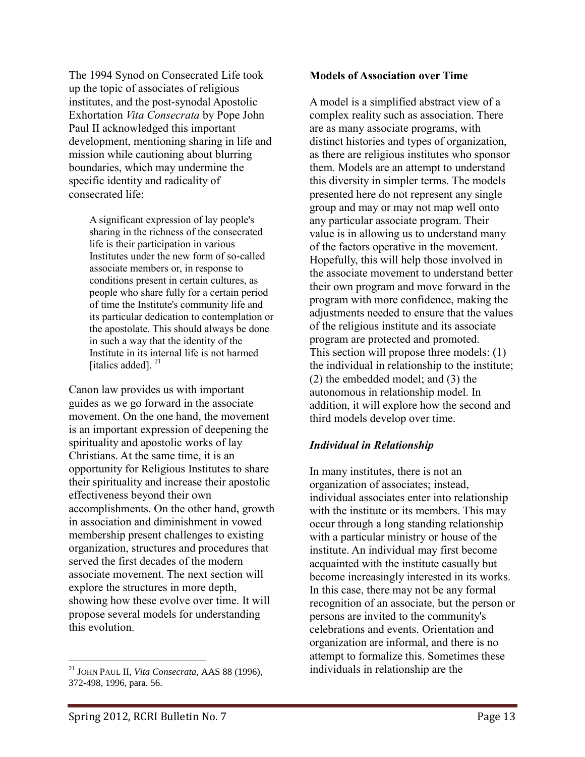The 1994 Synod on Consecrated Life took up the topic of associates of religious institutes, and the post-synodal Apostolic Exhortation *Vita Consecrata* by Pope John Paul II acknowledged this important development, mentioning sharing in life and mission while cautioning about blurring boundaries, which may undermine the specific identity and radicality of consecrated life:

> A significant expression of lay people's sharing in the richness of the consecrated life is their participation in various Institutes under the new form of so-called associate members or, in response to conditions present in certain cultures, as people who share fully for a certain period of time the Institute's community life and its particular dedication to contemplation or the apostolate. This should always be done in such a way that the identity of the Institute in its internal life is not harmed [italics added]. [21]

Canon law provides us with important guides as we go forward in the associate movement. On the one hand, the movement is an important expression of deepening the spirituality and apostolic works of lay Christians. At the same time, it is an opportunity for Religious Institutes to share their spirituality and increase their apostolic effectiveness beyond their own accomplishments. On the other hand, growth in association and diminishment in vowed membership present challenges to existing organization, structures and procedures that served the first decades of the modern associate movement. The next section will explore the structures in more depth, showing how these evolve over time. It will propose several models for understanding this evolution.

[21] JOHN PAUL II, *Vita Consecrata,* AAS 88 (1996), 372-498, 1996, para. 56.

**Models of Association over Time**

A model is a simplified abstract view of a complex reality such as association. There are as many associate programs, with distinct histories and types of organization, as there are religious institutes who sponsor them. Models are an attempt to understand this diversity in simpler terms. The models presented here do not represent any single group and may or may not map well onto any particular associate program. Their value is in allowing us to understand many of the factors operative in the movement. Hopefully, this will help those involved in the associate movement to understand better their own program and move forward in the program with more confidence, making the adjustments needed to ensure that the values of the religious institute and its associate program are protected and promoted.
This section will propose three models: (1) the individual in relationship to the institute; (2) the embedded model; and (3) the autonomous in relationship model. In addition, it will explore how the second and third models develop over time.

***Individual in Relationship***

In many institutes, there is not an organization of associates; instead, individual associates enter into relationship with the institute or its members. This may occur through a long standing relationship with a particular ministry or house of the institute. An individual may first become acquainted with the institute casually but become increasingly interested in its works. In this case, there may not be any formal recognition of an associate, but the person or persons are invited to the community's celebrations and events. Orientation and organization are informal, and there is no attempt to formalize this. Sometimes these individuals in relationship are the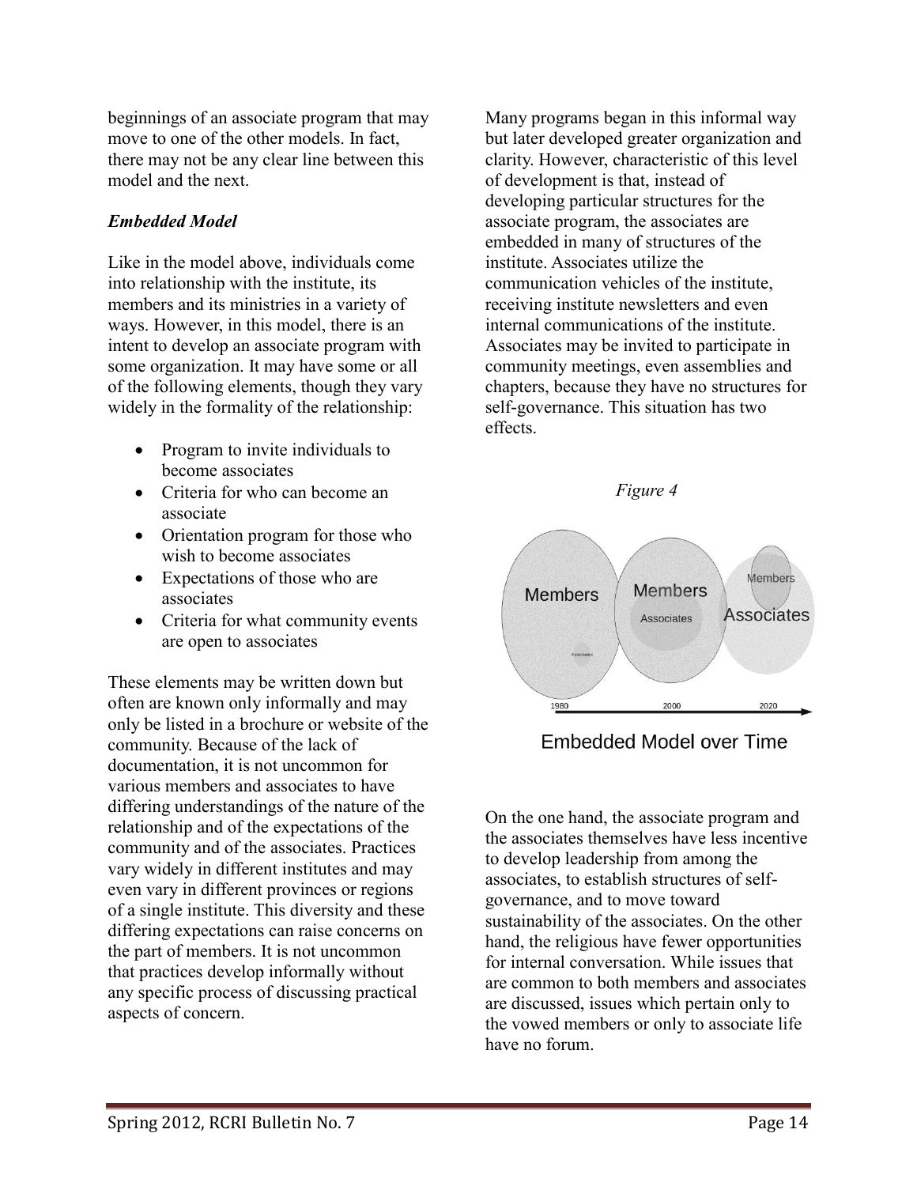beginnings of an associate program that may move to one of the other models. In fact, there may not be any clear line between this model and the next.

### *Embedded Model*

Like in the model above, individuals come into relationship with the institute, its members and its ministries in a variety of ways. However, in this model, there is an intent to develop an associate program with some organization. It may have some or all of the following elements, though they vary widely in the formality of the relationship:

- Program to invite individuals to become associates
- Criteria for who can become an associate
- Orientation program for those who wish to become associates
- Expectations of those who are associates
- Criteria for what community events are open to associates

These elements may be written down but often are known only informally and may only be listed in a brochure or website of the community. Because of the lack of documentation, it is not uncommon for various members and associates to have differing understandings of the nature of the relationship and of the expectations of the community and of the associates. Practices vary widely in different institutes and may even vary in different provinces or regions of a single institute. This diversity and these differing expectations can raise concerns on the part of members. It is not uncommon that practices develop informally without any specific process of discussing practical aspects of concern.

Many programs began in this informal way but later developed greater organization and clarity. However, characteristic of this level of development is that, instead of developing particular structures for the associate program, the associates are embedded in many of structures of the institute. Associates utilize the communication vehicles of the institute, receiving institute newsletters and even internal communications of the institute. Associates may be invited to participate in community meetings, even assemblies and chapters, because they have no structures for self-governance. This situation has two effects.

*Figure 4*

Embedded Model over Time

On the one hand, the associate program and the associates themselves have less incentive to develop leadership from among the associates, to establish structures of self-governance, and to move toward sustainability of the associates. On the other hand, the religious have fewer opportunities for internal conversation. While issues that are common to both members and associates are discussed, issues which pertain only to the vowed members or only to associate life have no forum.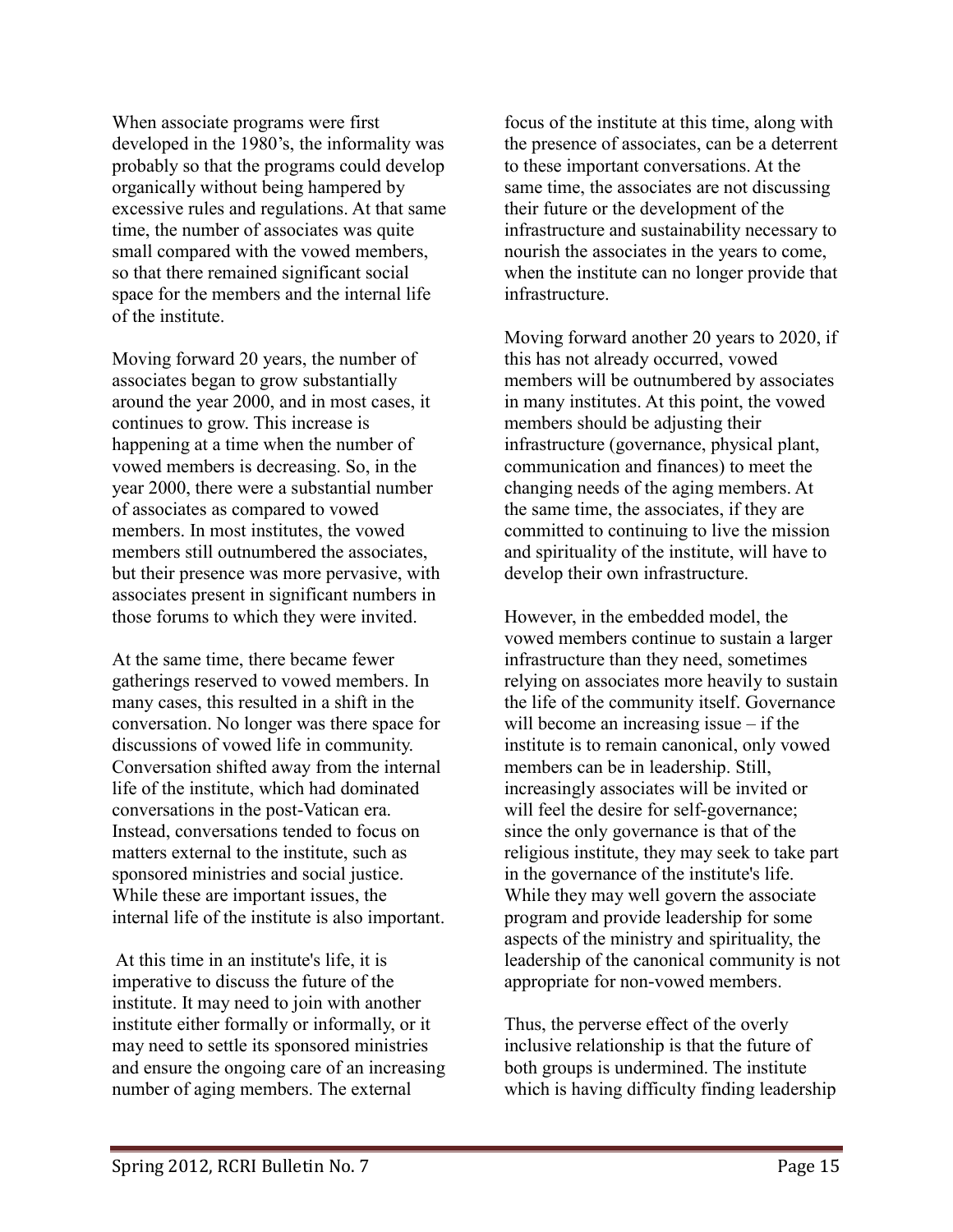When associate programs were first developed in the 1980's, the informality was probably so that the programs could develop organically without being hampered by excessive rules and regulations. At that same time, the number of associates was quite small compared with the vowed members, so that there remained significant social space for the members and the internal life of the institute.

Moving forward 20 years, the number of associates began to grow substantially around the year 2000, and in most cases, it continues to grow. This increase is happening at a time when the number of vowed members is decreasing. So, in the year 2000, there were a substantial number of associates as compared to vowed members. In most institutes, the vowed members still outnumbered the associates, but their presence was more pervasive, with associates present in significant numbers in those forums to which they were invited.

At the same time, there became fewer gatherings reserved to vowed members. In many cases, this resulted in a shift in the conversation. No longer was there space for discussions of vowed life in community. Conversation shifted away from the internal life of the institute, which had dominated conversations in the post-Vatican era. Instead, conversations tended to focus on matters external to the institute, such as sponsored ministries and social justice. While these are important issues, the internal life of the institute is also important.

At this time in an institute's life, it is imperative to discuss the future of the institute. It may need to join with another institute either formally or informally, or it may need to settle its sponsored ministries and ensure the ongoing care of an increasing number of aging members. The external focus of the institute at this time, along with the presence of associates, can be a deterrent to these important conversations. At the same time, the associates are not discussing their future or the development of the infrastructure and sustainability necessary to nourish the associates in the years to come, when the institute can no longer provide that infrastructure.

Moving forward another 20 years to 2020, if this has not already occurred, vowed members will be outnumbered by associates in many institutes. At this point, the vowed members should be adjusting their infrastructure (governance, physical plant, communication and finances) to meet the changing needs of the aging members. At the same time, the associates, if they are committed to continuing to live the mission and spirituality of the institute, will have to develop their own infrastructure.

However, in the embedded model, the vowed members continue to sustain a larger infrastructure than they need, sometimes relying on associates more heavily to sustain the life of the community itself. Governance will become an increasing issue – if the institute is to remain canonical, only vowed members can be in leadership. Still, increasingly associates will be invited or will feel the desire for self-governance; since the only governance is that of the religious institute, they may seek to take part in the governance of the institute's life. While they may well govern the associate program and provide leadership for some aspects of the ministry and spirituality, the leadership of the canonical community is not appropriate for non-vowed members.

Thus, the perverse effect of the overly inclusive relationship is that the future of both groups is undermined. The institute which is having difficulty finding leadership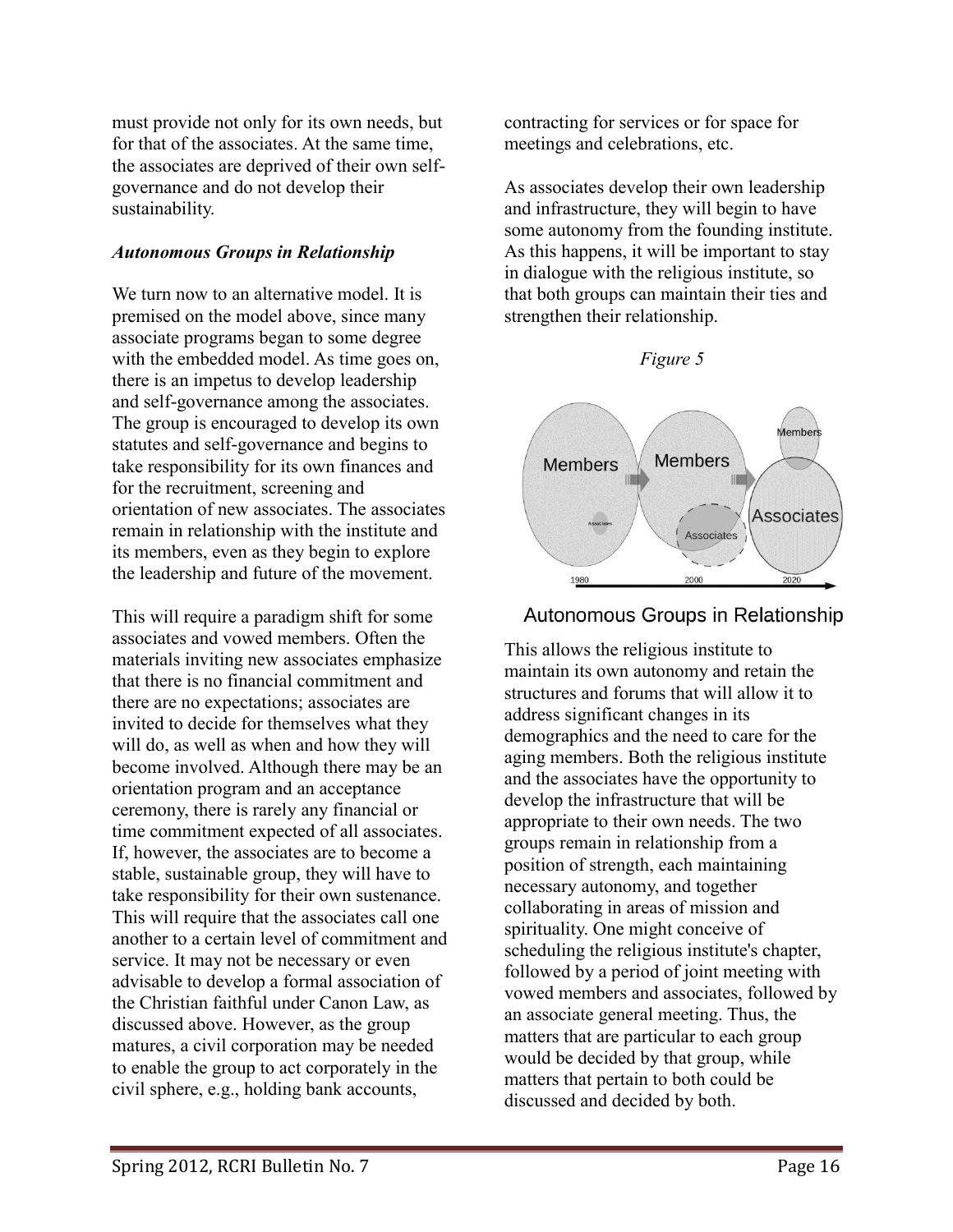must provide not only for its own needs, but for that of the associates. At the same time, the associates are deprived of their own self-governance and do not develop their sustainability.

### *Autonomous Groups in Relationship*

We turn now to an alternative model. It is premised on the model above, since many associate programs began to some degree with the embedded model. As time goes on, there is an impetus to develop leadership and self-governance among the associates. The group is encouraged to develop its own statutes and self-governance and begins to take responsibility for its own finances and for the recruitment, screening and orientation of new associates. The associates remain in relationship with the institute and its members, even as they begin to explore the leadership and future of the movement.

This will require a paradigm shift for some associates and vowed members. Often the materials inviting new associates emphasize that there is no financial commitment and there are no expectations; associates are invited to decide for themselves what they will do, as well as when and how they will become involved. Although there may be an orientation program and an acceptance ceremony, there is rarely any financial or time commitment expected of all associates. If, however, the associates are to become a stable, sustainable group, they will have to take responsibility for their own sustenance. This will require that the associates call one another to a certain level of commitment and service. It may not be necessary or even advisable to develop a formal association of the Christian faithful under Canon Law, as discussed above. However, as the group matures, a civil corporation may be needed to enable the group to act corporately in the civil sphere, e.g., holding bank accounts, contracting for services or for space for meetings and celebrations, etc.

As associates develop their own leadership and infrastructure, they will begin to have some autonomy from the founding institute. As this happens, it will be important to stay in dialogue with the religious institute, so that both groups can maintain their ties and strengthen their relationship.

*Figure 5*

Autonomous Groups in Relationship

This allows the religious institute to maintain its own autonomy and retain the structures and forums that will allow it to address significant changes in its demographics and the need to care for the aging members. Both the religious institute and the associates have the opportunity to develop the infrastructure that will be appropriate to their own needs. The two groups remain in relationship from a position of strength, each maintaining necessary autonomy, and together collaborating in areas of mission and spirituality. One might conceive of scheduling the religious institute's chapter, followed by a period of joint meeting with vowed members and associates, followed by an associate general meeting. Thus, the matters that are particular to each group would be decided by that group, while matters that pertain to both could be discussed and decided by both.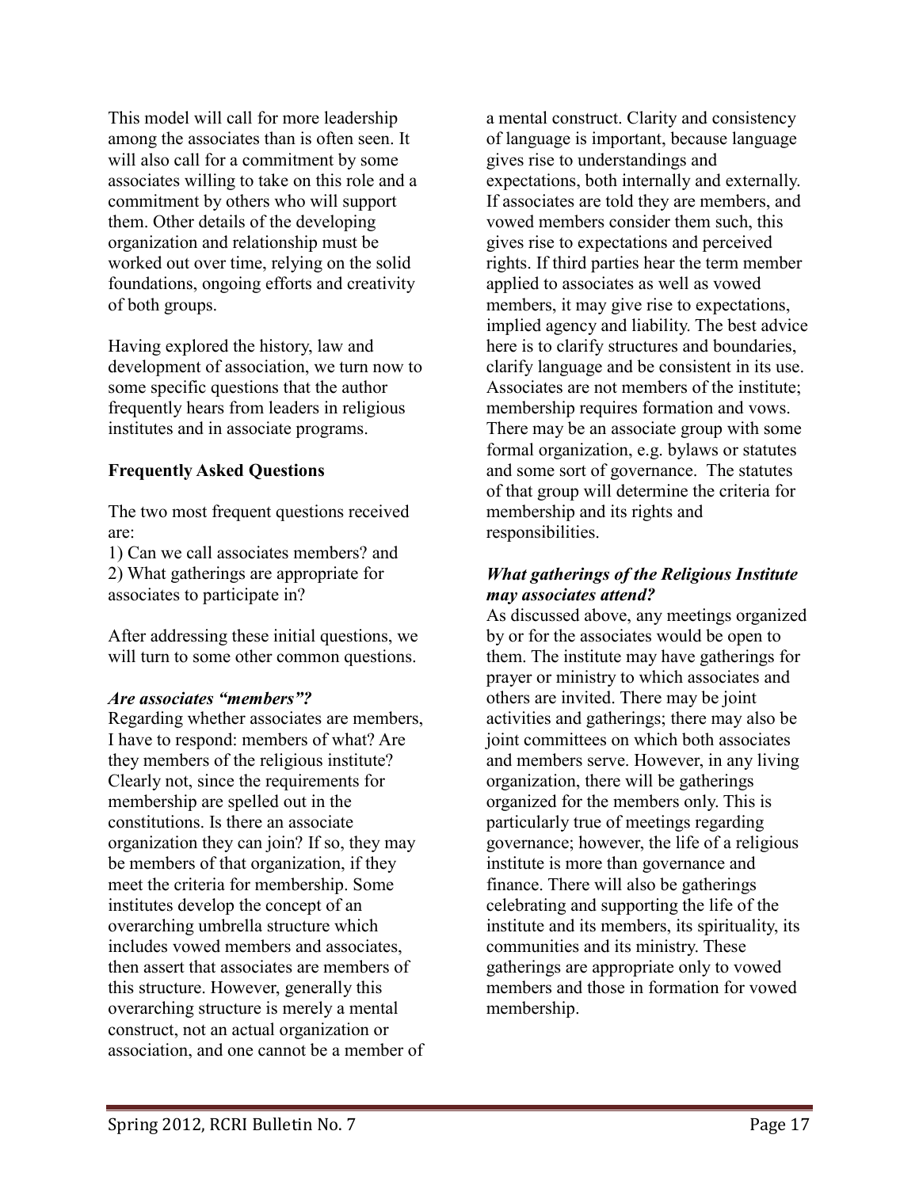This model will call for more leadership among the associates than is often seen. It will also call for a commitment by some associates willing to take on this role and a commitment by others who will support them. Other details of the developing organization and relationship must be worked out over time, relying on the solid foundations, ongoing efforts and creativity of both groups.

Having explored the history, law and development of association, we turn now to some specific questions that the author frequently hears from leaders in religious institutes and in associate programs.

### Frequently Asked Questions

The two most frequent questions received are:

1) Can we call associates members? and
2) What gatherings are appropriate for associates to participate in?

After addressing these initial questions, we will turn to some other common questions.

#### *Are associates "members"?*

Regarding whether associates are members, I have to respond: members of what? Are they members of the religious institute? Clearly not, since the requirements for membership are spelled out in the constitutions. Is there an associate organization they can join? If so, they may be members of that organization, if they meet the criteria for membership. Some institutes develop the concept of an overarching umbrella structure which includes vowed members and associates, then assert that associates are members of this structure. However, generally this overarching structure is merely a mental construct, not an actual organization or association, and one cannot be a member of a mental construct. Clarity and consistency of language is important, because language gives rise to understandings and expectations, both internally and externally. If associates are told they are members, and vowed members consider them such, this gives rise to expectations and perceived rights. If third parties hear the term member applied to associates as well as vowed members, it may give rise to expectations, implied agency and liability. The best advice here is to clarify structures and boundaries, clarify language and be consistent in its use. Associates are not members of the institute; membership requires formation and vows. There may be an associate group with some formal organization, e.g. bylaws or statutes and some sort of governance. The statutes of that group will determine the criteria for membership and its rights and responsibilities.

#### *What gatherings of the Religious Institute may associates attend?*

As discussed above, any meetings organized by or for the associates would be open to them. The institute may have gatherings for prayer or ministry to which associates and others are invited. There may be joint activities and gatherings; there may also be joint committees on which both associates and members serve. However, in any living organization, there will be gatherings organized for the members only. This is particularly true of meetings regarding governance; however, the life of a religious institute is more than governance and finance. There will also be gatherings celebrating and supporting the life of the institute and its members, its spirituality, its communities and its ministry. These gatherings are appropriate only to vowed members and those in formation for vowed membership.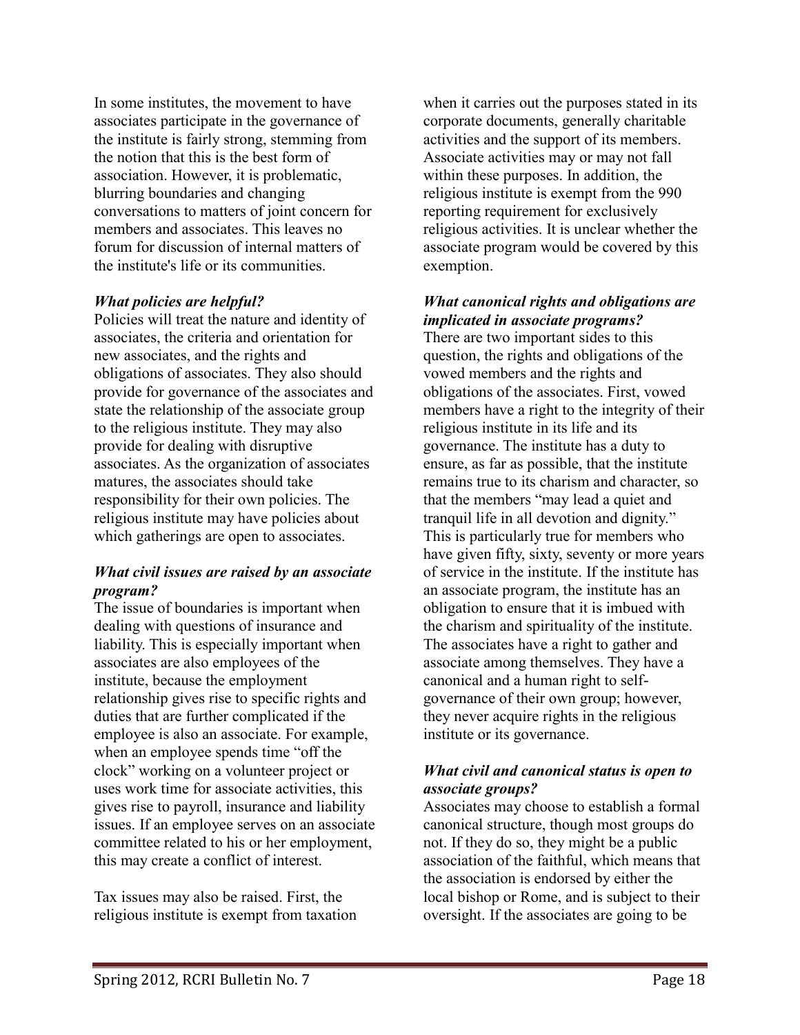In some institutes, the movement to have associates participate in the governance of the institute is fairly strong, stemming from the notion that this is the best form of association. However, it is problematic, blurring boundaries and changing conversations to matters of joint concern for members and associates. This leaves no forum for discussion of internal matters of the institute's life or its communities.

***What policies are helpful?***

Policies will treat the nature and identity of associates, the criteria and orientation for new associates, and the rights and obligations of associates. They also should provide for governance of the associates and state the relationship of the associate group to the religious institute. They may also provide for dealing with disruptive associates. As the organization of associates matures, the associates should take responsibility for their own policies. The religious institute may have policies about which gatherings are open to associates.

***What civil issues are raised by an associate program?***

The issue of boundaries is important when dealing with questions of insurance and liability. This is especially important when associates are also employees of the institute, because the employment relationship gives rise to specific rights and duties that are further complicated if the employee is also an associate. For example, when an employee spends time "off the clock" working on a volunteer project or uses work time for associate activities, this gives rise to payroll, insurance and liability issues. If an employee serves on an associate committee related to his or her employment, this may create a conflict of interest.

Tax issues may also be raised. First, the religious institute is exempt from taxation when it carries out the purposes stated in its corporate documents, generally charitable activities and the support of its members. Associate activities may or may not fall within these purposes. In addition, the religious institute is exempt from the 990 reporting requirement for exclusively religious activities. It is unclear whether the associate program would be covered by this exemption.

***What canonical rights and obligations are implicated in associate programs?***

There are two important sides to this question, the rights and obligations of the vowed members and the rights and obligations of the associates. First, vowed members have a right to the integrity of their religious institute in its life and its governance. The institute has a duty to ensure, as far as possible, that the institute remains true to its charism and character, so that the members "may lead a quiet and tranquil life in all devotion and dignity." This is particularly true for members who have given fifty, sixty, seventy or more years of service in the institute. If the institute has an associate program, the institute has an obligation to ensure that it is imbued with the charism and spirituality of the institute. The associates have a right to gather and associate among themselves. They have a canonical and a human right to self-governance of their own group; however, they never acquire rights in the religious institute or its governance.

***What civil and canonical status is open to associate groups?***

Associates may choose to establish a formal canonical structure, though most groups do not. If they do so, they might be a public association of the faithful, which means that the association is endorsed by either the local bishop or Rome, and is subject to their oversight. If the associates are going to be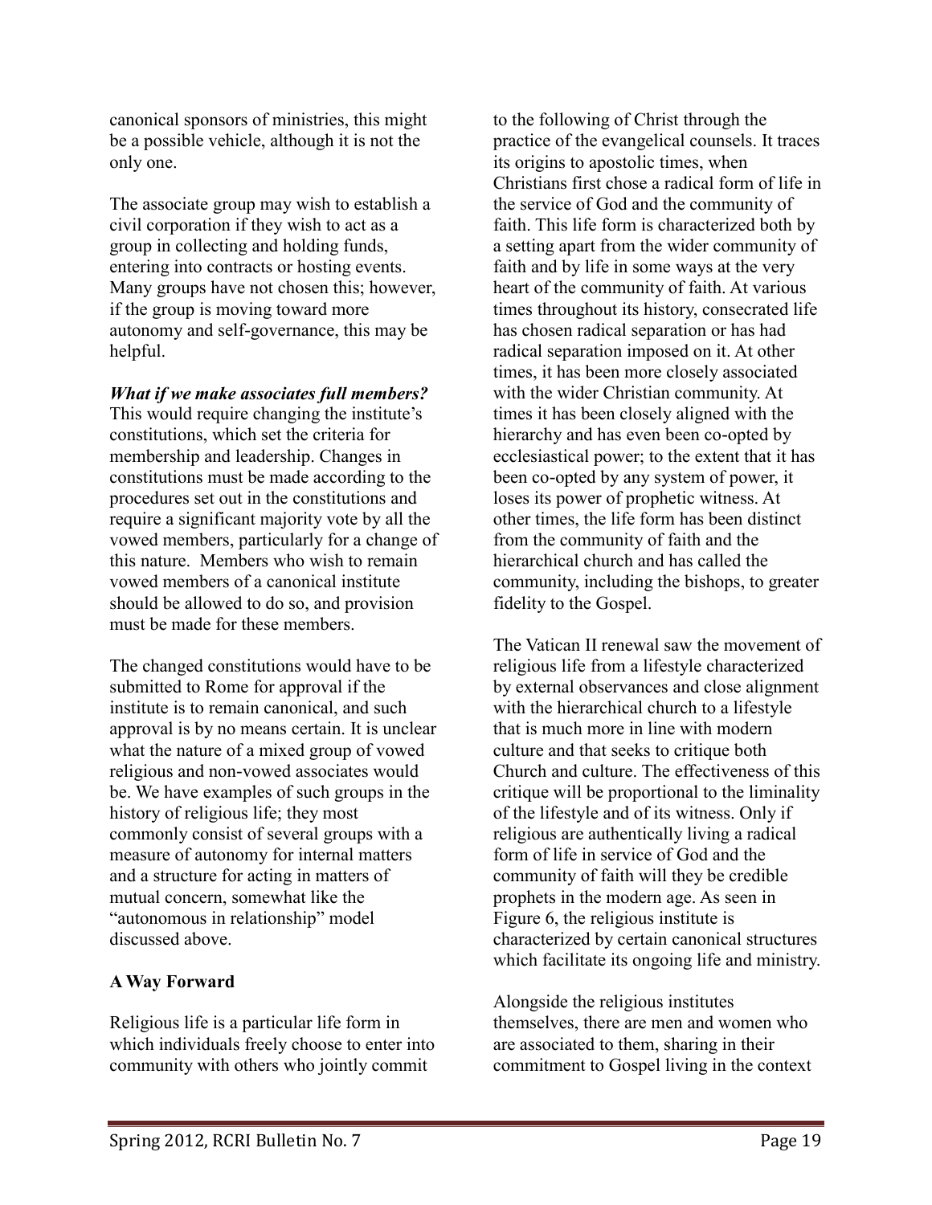canonical sponsors of ministries, this might be a possible vehicle, although it is not the only one.

The associate group may wish to establish a civil corporation if they wish to act as a group in collecting and holding funds, entering into contracts or hosting events. Many groups have not chosen this; however, if the group is moving toward more autonomy and self-governance, this may be helpful.

***What if we make associates full members?***
This would require changing the institute's constitutions, which set the criteria for membership and leadership. Changes in constitutions must be made according to the procedures set out in the constitutions and require a significant majority vote by all the vowed members, particularly for a change of this nature. Members who wish to remain vowed members of a canonical institute should be allowed to do so, and provision must be made for these members.

The changed constitutions would have to be submitted to Rome for approval if the institute is to remain canonical, and such approval is by no means certain. It is unclear what the nature of a mixed group of vowed religious and non-vowed associates would be. We have examples of such groups in the history of religious life; they most commonly consist of several groups with a measure of autonomy for internal matters and a structure for acting in matters of mutual concern, somewhat like the "autonomous in relationship" model discussed above.

**A Way Forward**

Religious life is a particular life form in which individuals freely choose to enter into community with others who jointly commit to the following of Christ through the practice of the evangelical counsels. It traces its origins to apostolic times, when Christians first chose a radical form of life in the service of God and the community of faith. This life form is characterized both by a setting apart from the wider community of faith and by life in some ways at the very heart of the community of faith. At various times throughout its history, consecrated life has chosen radical separation or has had radical separation imposed on it. At other times, it has been more closely associated with the wider Christian community. At times it has been closely aligned with the hierarchy and has even been co-opted by ecclesiastical power; to the extent that it has been co-opted by any system of power, it loses its power of prophetic witness. At other times, the life form has been distinct from the community of faith and the hierarchical church and has called the community, including the bishops, to greater fidelity to the Gospel.

The Vatican II renewal saw the movement of religious life from a lifestyle characterized by external observances and close alignment with the hierarchical church to a lifestyle that is much more in line with modern culture and that seeks to critique both Church and culture. The effectiveness of this critique will be proportional to the liminality of the lifestyle and of its witness. Only if religious are authentically living a radical form of life in service of God and the community of faith will they be credible prophets in the modern age. As seen in Figure 6, the religious institute is characterized by certain canonical structures which facilitate its ongoing life and ministry.

Alongside the religious institutes themselves, there are men and women who are associated to them, sharing in their commitment to Gospel living in the context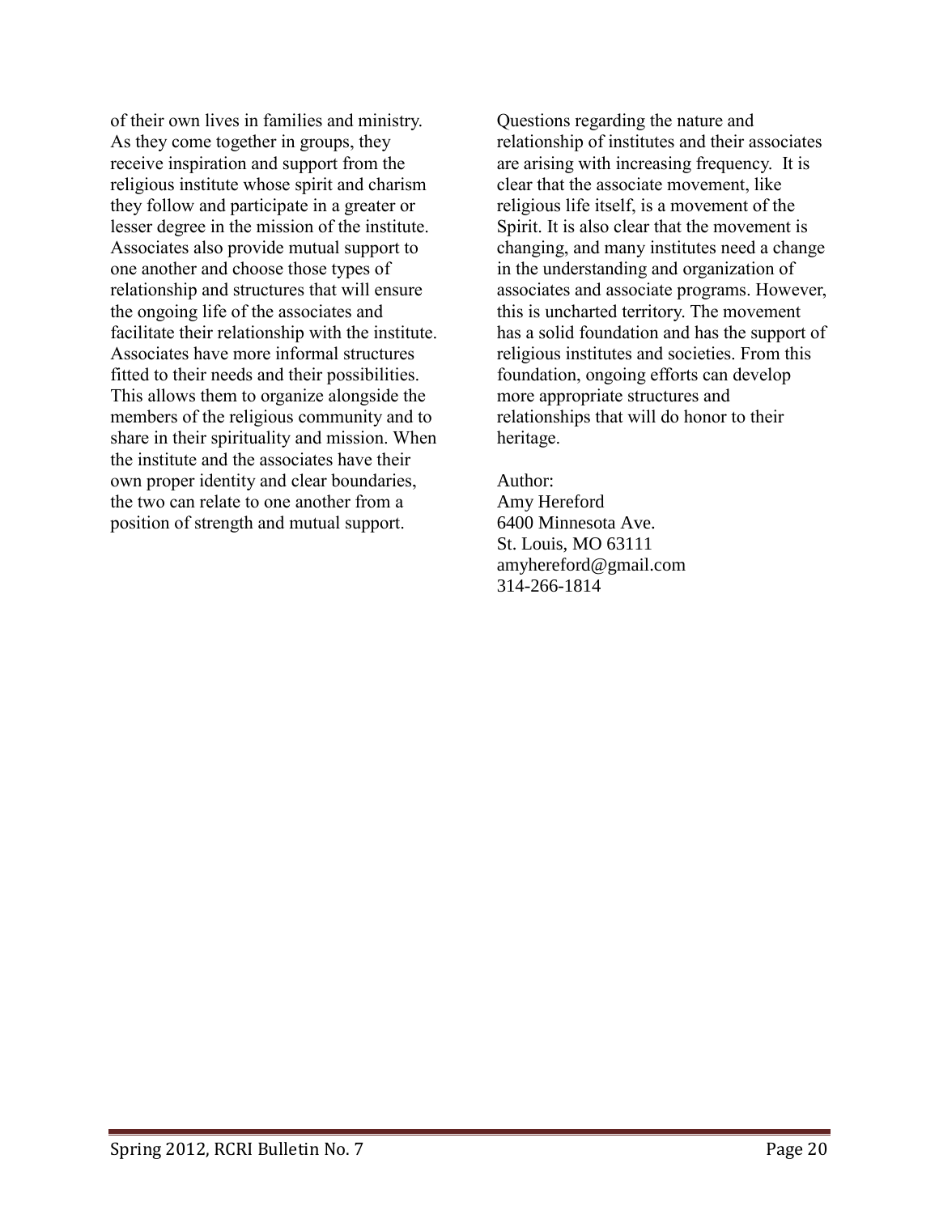of their own lives in families and ministry. As they come together in groups, they receive inspiration and support from the religious institute whose spirit and charism they follow and participate in a greater or lesser degree in the mission of the institute. Associates also provide mutual support to one another and choose those types of relationship and structures that will ensure the ongoing life of the associates and facilitate their relationship with the institute. Associates have more informal structures fitted to their needs and their possibilities. This allows them to organize alongside the members of the religious community and to share in their spirituality and mission. When the institute and the associates have their own proper identity and clear boundaries, the two can relate to one another from a position of strength and mutual support.

Questions regarding the nature and relationship of institutes and their associates are arising with increasing frequency. It is clear that the associate movement, like religious life itself, is a movement of the Spirit. It is also clear that the movement is changing, and many institutes need a change in the understanding and organization of associates and associate programs. However, this is uncharted territory. The movement has a solid foundation and has the support of religious institutes and societies. From this foundation, ongoing efforts can develop more appropriate structures and relationships that will do honor to their heritage.

Author:  
Amy Hereford  
6400 Minnesota Ave.  
St. Louis, MO 63111  
amyhereford@gmail.com  
314-266-1814